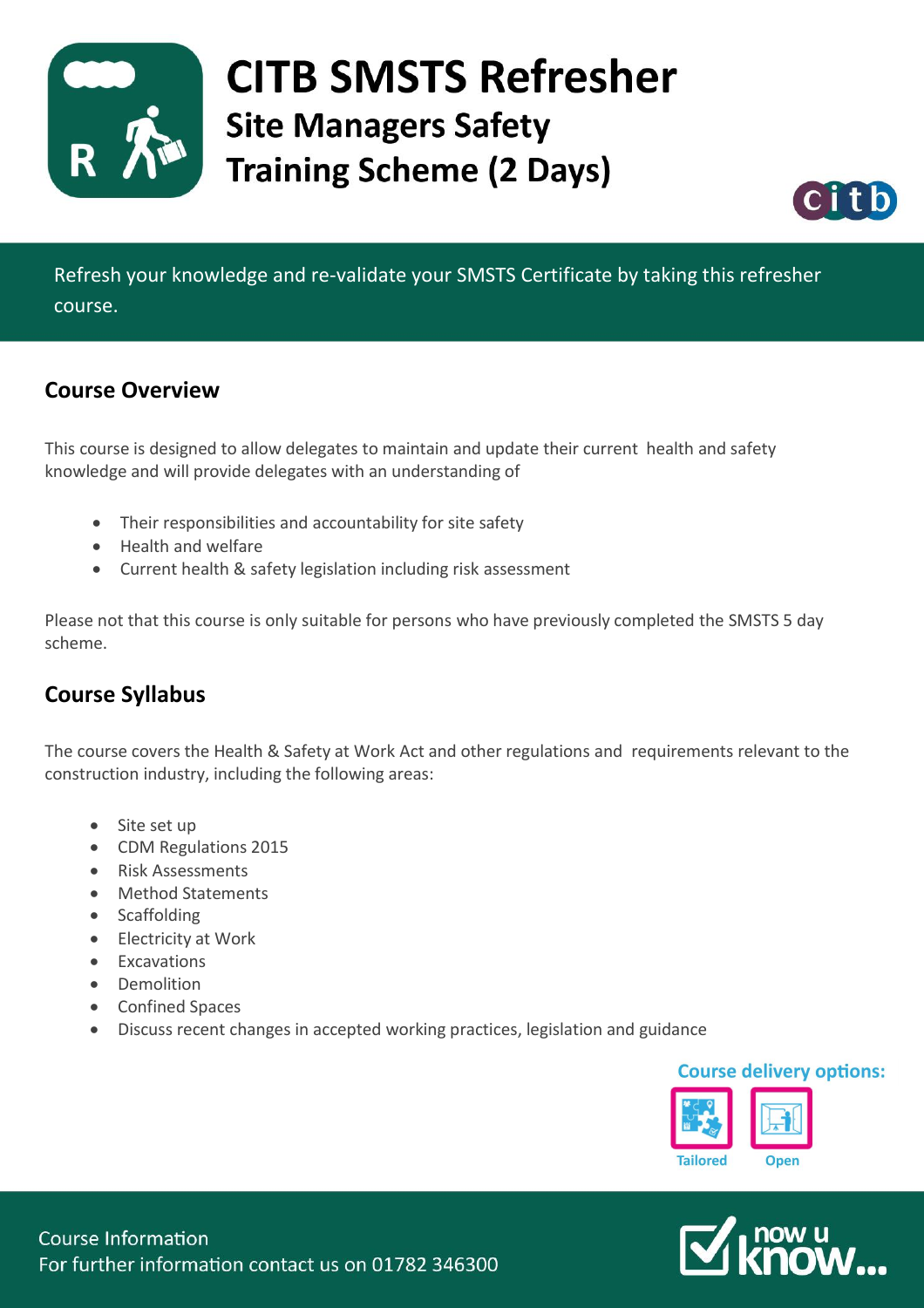# CITB SMSTS Refresher

## Site Managers Safety Training Scheme (2 Days)

Refresh your knowledge and re-validate your SMSTS Certificate by taking this refresher course.

## Course Overview

This course is designed to allow delegates to maintain and update their current health and safety knowledge and will provide delegates with an understanding of

- Their responsibilities and accountability for site safety
- Health and welfare
- Current health & safety legislation including risk assessment

Please not that this course is only suitable for persons who have previously completed the SMSTS 5 day scheme.

## Course Syllabus

The course covers the Health & Safety at Work Act and other regulations and requirements relevant to the construction industry, including the following areas:

- Site set up
- CDM Regulations 2015
- Risk Assessments
- Method Statements
- Scaffolding
- Electricity at Work
- Excavations
- Demolition
- Confined Spaces
- Discuss recent changes in accepted working practices, legislation and guidance

**Course delivery options:**

Tailored | Open

Course Information

For further information contact us on 01782 346300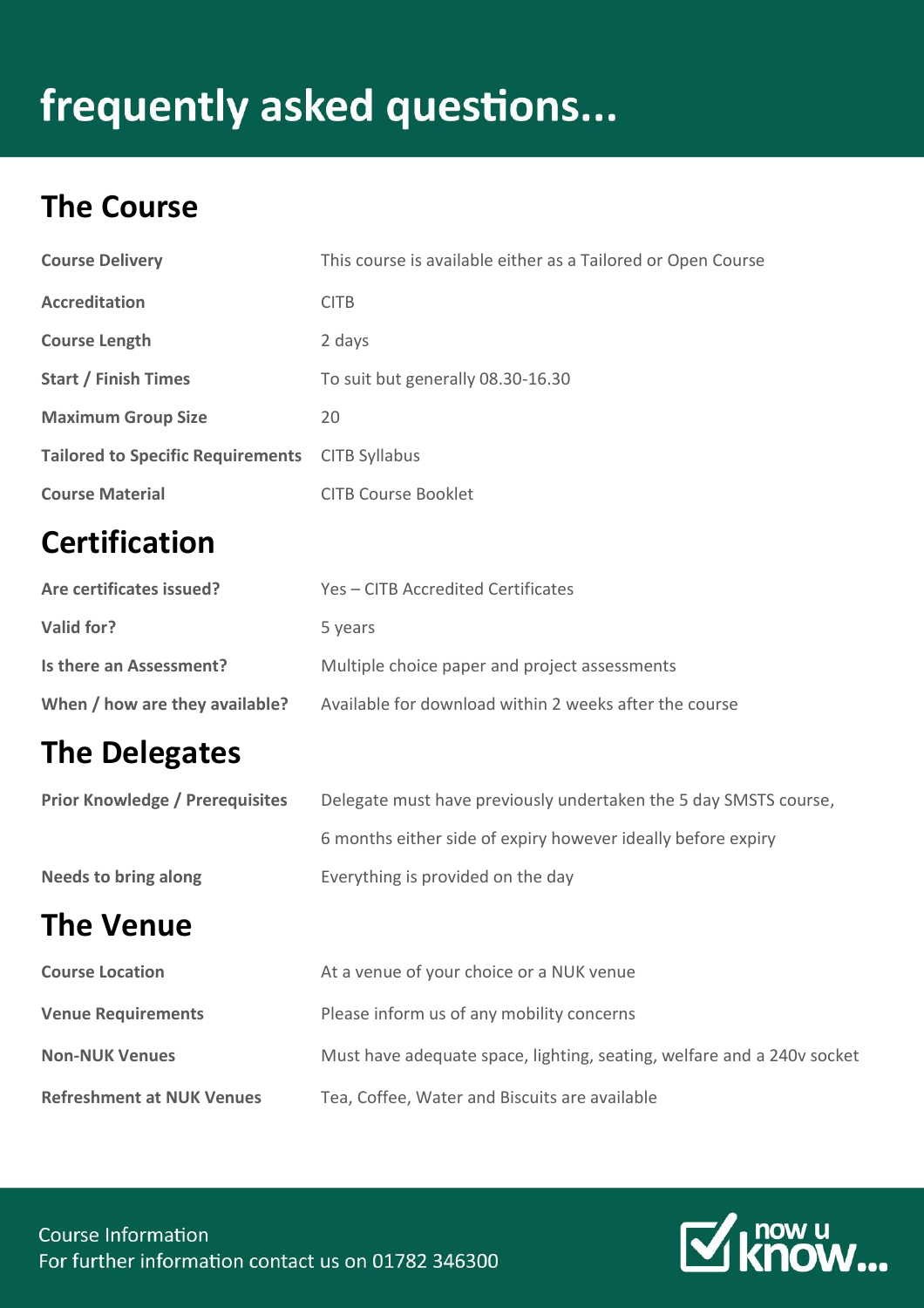# frequently asked questions...

## The Course

| | |
|---|---|
| **Course Delivery** | This course is available either as a Tailored or Open Course |
| **Accreditation** | CITB |
| **Course Length** | 2 days |
| **Start / Finish Times** | To suit but generally 08.30-16.30 |
| **Maximum Group Size** | 20 |
| **Tailored to Specific Requirements** | CITB Syllabus |
| **Course Material** | CITB Course Booklet |

## Certification

| | |
|---|---|
| **Are certificates issued?** | Yes – CITB Accredited Certificates |
| **Valid for?** | 5 years |
| **Is there an Assessment?** | Multiple choice paper and project assessments |
| **When / how are they available?** | Available for download within 2 weeks after the course |

## The Delegates

| | |
|---|---|
| **Prior Knowledge / Prerequisites** | Delegate must have previously undertaken the 5 day SMSTS course, 6 months either side of expiry however ideally before expiry |
| **Needs to bring along** | Everything is provided on the day |

## The Venue

| | |
|---|---|
| **Course Location** | At a venue of your choice or a NUK venue |
| **Venue Requirements** | Please inform us of any mobility concerns |
| **Non-NUK Venues** | Must have adequate space, lighting, seating, welfare and a 240v socket |
| **Refreshment at NUK Venues** | Tea, Coffee, Water and Biscuits are available |

Course Information
For further information contact us on 01782 346300

now u know...